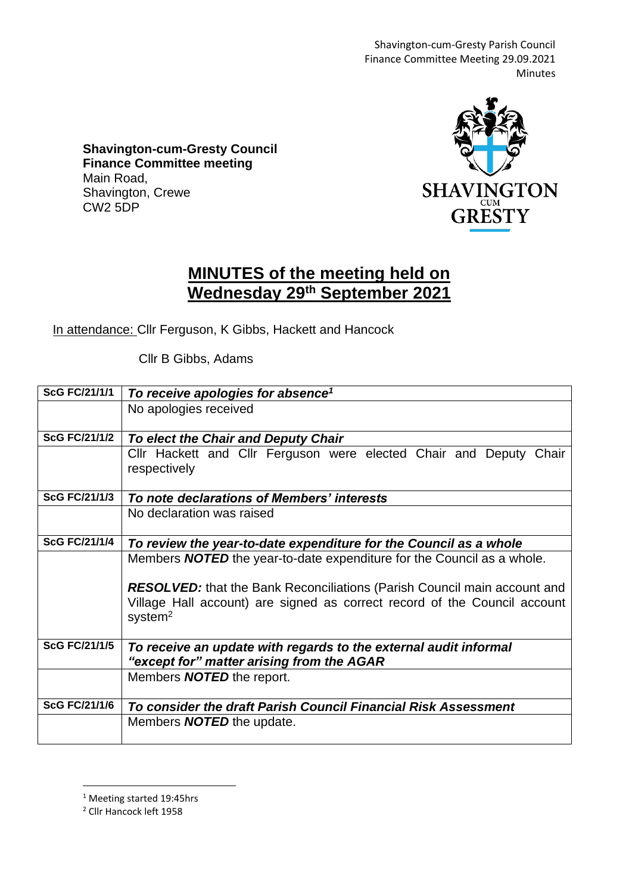**Shavington-cum-Gresty Council**
**Finance Committee meeting**
Main Road,
Shavington, Crewe
CW2 5DP

# MINUTES of the meeting held on Wednesday 29th September 2021

In attendance: Cllr Ferguson, K Gibbs, Hackett and Hancock

Cllr B Gibbs, Adams

| | |
|---|---|
| **ScG FC/21/1/1** | ***To receive apologies for absence[1]*** |
| | No apologies received |
| **ScG FC/21/1/2** | ***To elect the Chair and Deputy Chair*** |
| | Cllr Hackett and Cllr Ferguson were elected Chair and Deputy Chair respectively |
| **ScG FC/21/1/3** | ***To note declarations of Members' interests*** |
| | No declaration was raised |
| **ScG FC/21/1/4** | ***To review the year-to-date expenditure for the Council as a whole*** |
| | Members ***NOTED*** the year-to-date expenditure for the Council as a whole.<br><br>***RESOLVED:*** that the Bank Reconciliations (Parish Council main account and Village Hall account) are signed as correct record of the Council account system[2] |
| **ScG FC/21/1/5** | ***To receive an update with regards to the external audit informal "except for" matter arising from the AGAR*** |
| | Members ***NOTED*** the report. |
| **ScG FC/21/1/6** | ***To consider the draft Parish Council Financial Risk Assessment*** |
| | Members ***NOTED*** the update. |

[1] Meeting started 19:45hrs

[2] Cllr Hancock left 1958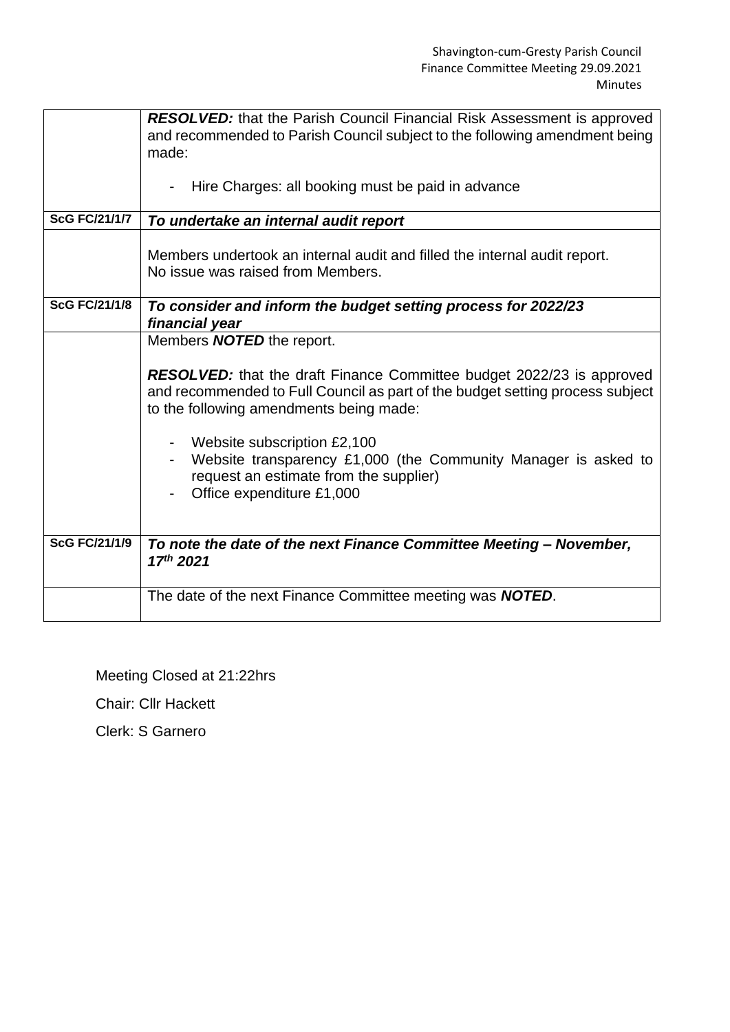| | |
|---|---|
| | ***RESOLVED:*** that the Parish Council Financial Risk Assessment is approved and recommended to Parish Council subject to the following amendment being made:<br><br>- Hire Charges: all booking must be paid in advance |
| **ScG FC/21/1/7** | ***To undertake an internal audit report*** |
| | Members undertook an internal audit and filled the internal audit report.<br>No issue was raised from Members. |
| **ScG FC/21/1/8** | ***To consider and inform the budget setting process for 2022/23 financial year*** |
| | Members ***NOTED*** the report.<br><br>***RESOLVED:*** that the draft Finance Committee budget 2022/23 is approved and recommended to Full Council as part of the budget setting process subject to the following amendments being made:<br><br>- Website subscription £2,100<br>- Website transparency £1,000 (the Community Manager is asked to request an estimate from the supplier)<br>- Office expenditure £1,000 |
| **ScG FC/21/1/9** | ***To note the date of the next Finance Committee Meeting – November, 17th 2021*** |
| | The date of the next Finance Committee meeting was ***NOTED***. |

Meeting Closed at 21:22hrs

Chair: Cllr Hackett

Clerk: S Garnero